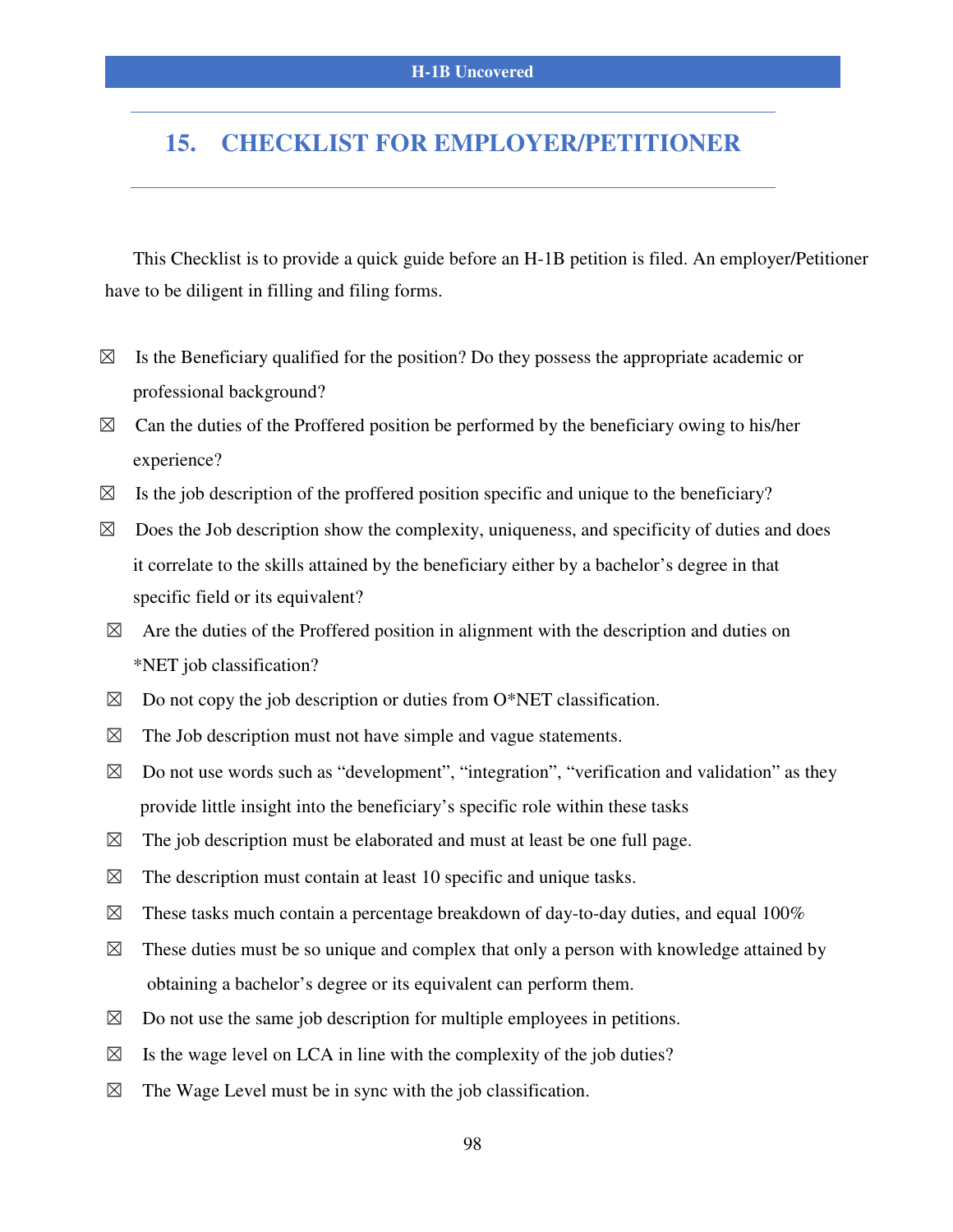# 15. CHECKLIST FOR EMPLOYER/PETITIONER

This Checklist is to provide a quick guide before an H-1B petition is filed. An employer/Petitioner have to be diligent in filling and filing forms.

- ☒ Is the Beneficiary qualified for the position? Do they possess the appropriate academic or professional background?
- ☒ Can the duties of the Proffered position be performed by the beneficiary owing to his/her experience?
- ☒ Is the job description of the proffered position specific and unique to the beneficiary?
- ☒ Does the Job description show the complexity, uniqueness, and specificity of duties and does it correlate to the skills attained by the beneficiary either by a bachelor's degree in that specific field or its equivalent?
- ☒ Are the duties of the Proffered position in alignment with the description and duties on *NET job classification?
- ☒ Do not copy the job description or duties from O*NET classification.
- ☒ The Job description must not have simple and vague statements.
- ☒ Do not use words such as "development", "integration", "verification and validation" as they provide little insight into the beneficiary's specific role within these tasks
- ☒ The job description must be elaborated and must at least be one full page.
- ☒ The description must contain at least 10 specific and unique tasks.
- ☒ These tasks much contain a percentage breakdown of day-to-day duties, and equal 100%
- ☒ These duties must be so unique and complex that only a person with knowledge attained by obtaining a bachelor's degree or its equivalent can perform them.
- ☒ Do not use the same job description for multiple employees in petitions.
- ☒ Is the wage level on LCA in line with the complexity of the job duties?
- ☒ The Wage Level must be in sync with the job classification.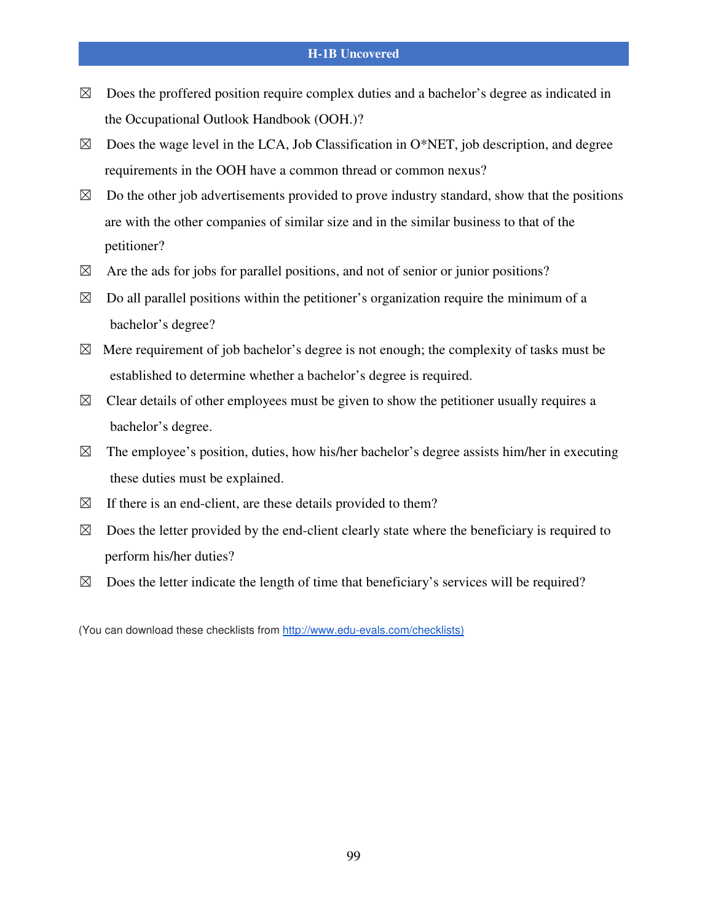- ☒ Does the proffered position require complex duties and a bachelor's degree as indicated in the Occupational Outlook Handbook (OOH.)?
- ☒ Does the wage level in the LCA, Job Classification in O*NET, job description, and degree requirements in the OOH have a common thread or common nexus?
- ☒ Do the other job advertisements provided to prove industry standard, show that the positions are with the other companies of similar size and in the similar business to that of the petitioner?
- ☒ Are the ads for jobs for parallel positions, and not of senior or junior positions?
- ☒ Do all parallel positions within the petitioner's organization require the minimum of a bachelor's degree?
- ☒ Mere requirement of job bachelor's degree is not enough; the complexity of tasks must be established to determine whether a bachelor's degree is required.
- ☒ Clear details of other employees must be given to show the petitioner usually requires a bachelor's degree.
- ☒ The employee's position, duties, how his/her bachelor's degree assists him/her in executing these duties must be explained.
- ☒ If there is an end-client, are these details provided to them?
- ☒ Does the letter provided by the end-client clearly state where the beneficiary is required to perform his/her duties?
- ☒ Does the letter indicate the length of time that beneficiary's services will be required?

(You can download these checklists from http://www.edu-evals.com/checklists)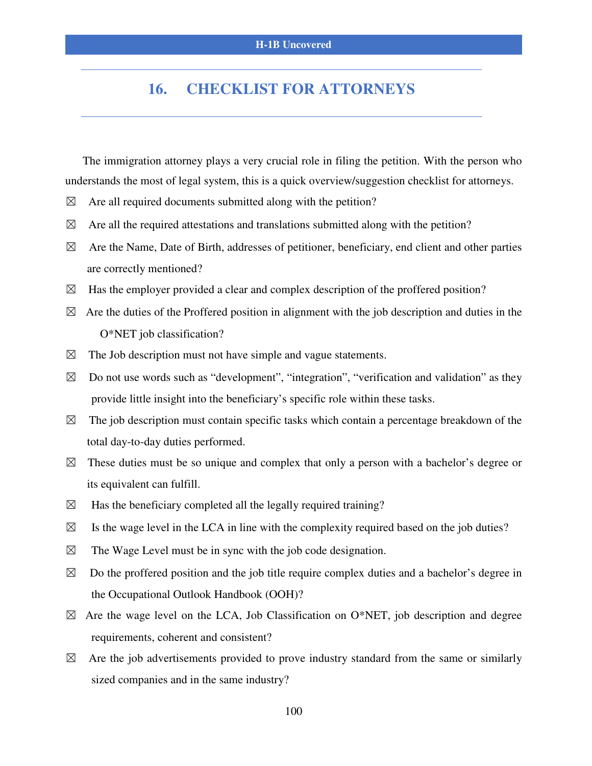## 16. CHECKLIST FOR ATTORNEYS

The immigration attorney plays a very crucial role in filing the petition. With the person who understands the most of legal system, this is a quick overview/suggestion checklist for attorneys.

- ☒ Are all required documents submitted along with the petition?
- ☒ Are all the required attestations and translations submitted along with the petition?
- ☒ Are the Name, Date of Birth, addresses of petitioner, beneficiary, end client and other parties are correctly mentioned?
- ☒ Has the employer provided a clear and complex description of the proffered position?
- ☒ Are the duties of the Proffered position in alignment with the job description and duties in the O*NET job classification?
- ☒ The Job description must not have simple and vague statements.
- ☒ Do not use words such as “development”, “integration”, “verification and validation” as they provide little insight into the beneficiary’s specific role within these tasks.
- ☒ The job description must contain specific tasks which contain a percentage breakdown of the total day-to-day duties performed.
- ☒ These duties must be so unique and complex that only a person with a bachelor’s degree or its equivalent can fulfill.
- ☒ Has the beneficiary completed all the legally required training?
- ☒ Is the wage level in the LCA in line with the complexity required based on the job duties?
- ☒ The Wage Level must be in sync with the job code designation.
- ☒ Do the proffered position and the job title require complex duties and a bachelor’s degree in the Occupational Outlook Handbook (OOH)?
- ☒ Are the wage level on the LCA, Job Classification on O*NET, job description and degree requirements, coherent and consistent?
- ☒ Are the job advertisements provided to prove industry standard from the same or similarly sized companies and in the same industry?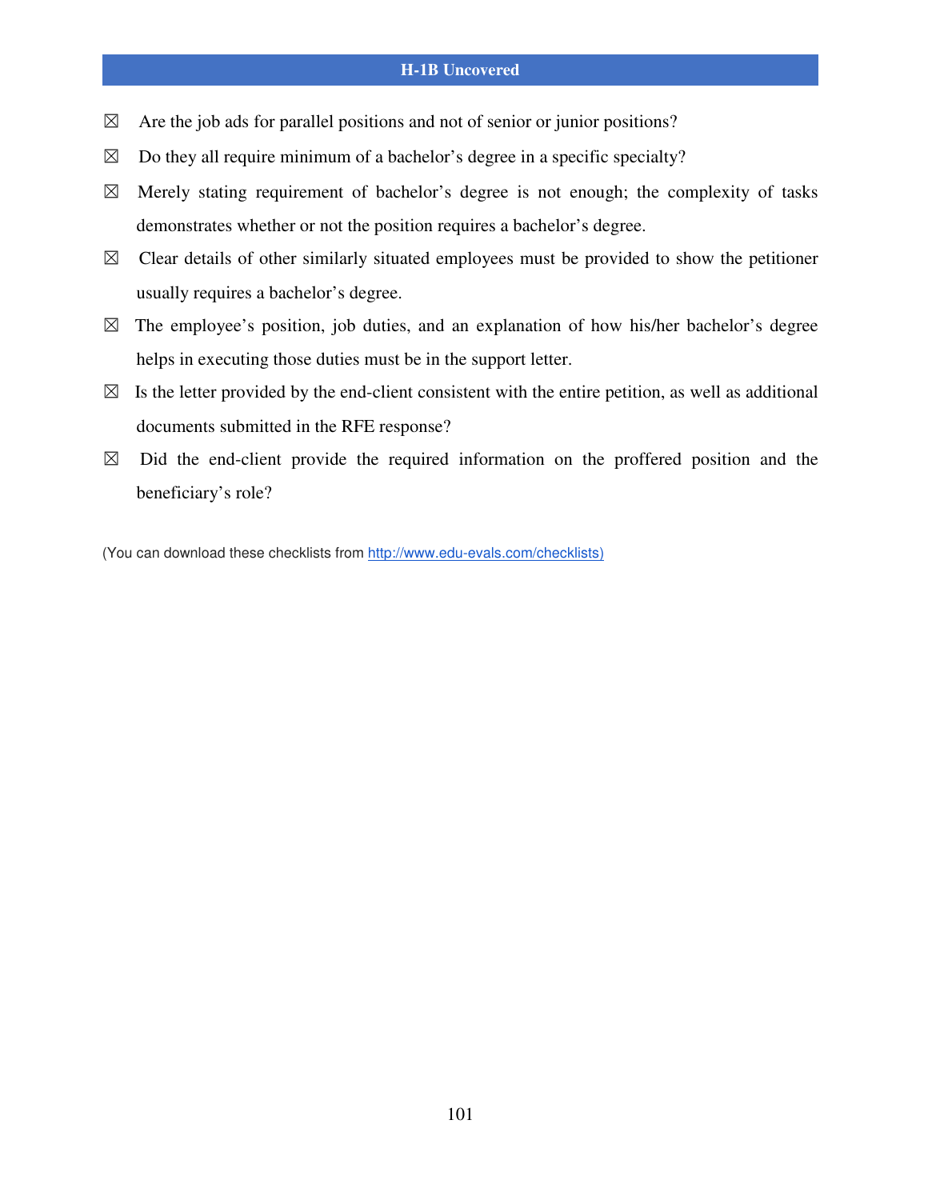- ☒ Are the job ads for parallel positions and not of senior or junior positions?
- ☒ Do they all require minimum of a bachelor's degree in a specific specialty?
- ☒ Merely stating requirement of bachelor's degree is not enough; the complexity of tasks demonstrates whether or not the position requires a bachelor's degree.
- ☒ Clear details of other similarly situated employees must be provided to show the petitioner usually requires a bachelor's degree.
- ☒ The employee's position, job duties, and an explanation of how his/her bachelor's degree helps in executing those duties must be in the support letter.
- ☒ Is the letter provided by the end-client consistent with the entire petition, as well as additional documents submitted in the RFE response?
- ☒ Did the end-client provide the required information on the proffered position and the beneficiary's role?

(You can download these checklists from [http://www.edu-evals.com/checklists)](http://www.edu-evals.com/checklists)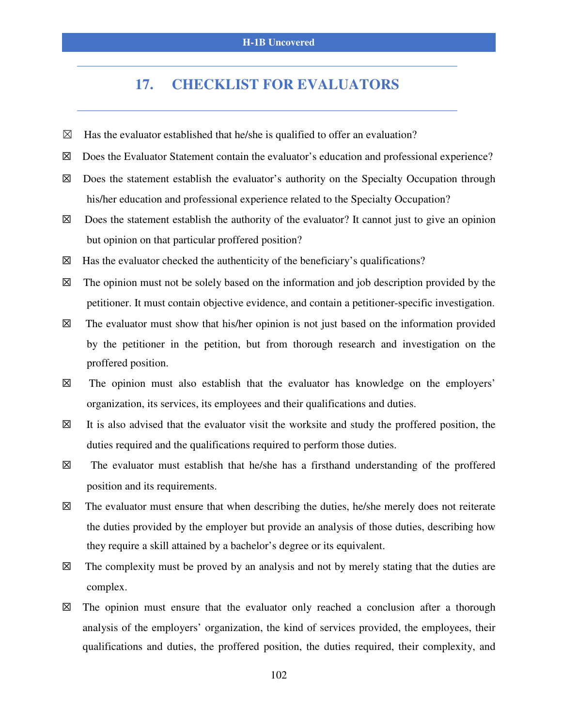## 17. CHECKLIST FOR EVALUATORS

- ☒ Has the evaluator established that he/she is qualified to offer an evaluation?
- ☒ Does the Evaluator Statement contain the evaluator's education and professional experience?
- ☒ Does the statement establish the evaluator's authority on the Specialty Occupation through his/her education and professional experience related to the Specialty Occupation?
- ☒ Does the statement establish the authority of the evaluator? It cannot just to give an opinion but opinion on that particular proffered position?
- ☒ Has the evaluator checked the authenticity of the beneficiary's qualifications?
- ☒ The opinion must not be solely based on the information and job description provided by the petitioner. It must contain objective evidence, and contain a petitioner-specific investigation.
- ☒ The evaluator must show that his/her opinion is not just based on the information provided by the petitioner in the petition, but from thorough research and investigation on the proffered position.
- ☒ The opinion must also establish that the evaluator has knowledge on the employers' organization, its services, its employees and their qualifications and duties.
- ☒ It is also advised that the evaluator visit the worksite and study the proffered position, the duties required and the qualifications required to perform those duties.
- ☒ The evaluator must establish that he/she has a firsthand understanding of the proffered position and its requirements.
- ☒ The evaluator must ensure that when describing the duties, he/she merely does not reiterate the duties provided by the employer but provide an analysis of those duties, describing how they require a skill attained by a bachelor's degree or its equivalent.
- ☒ The complexity must be proved by an analysis and not by merely stating that the duties are complex.
- ☒ The opinion must ensure that the evaluator only reached a conclusion after a thorough analysis of the employers' organization, the kind of services provided, the employees, their qualifications and duties, the proffered position, the duties required, their complexity, and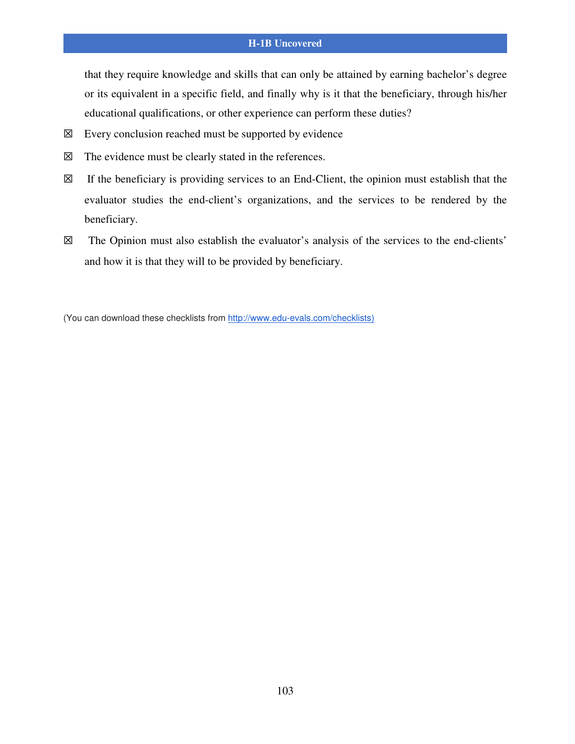that they require knowledge and skills that can only be attained by earning bachelor's degree or its equivalent in a specific field, and finally why is it that the beneficiary, through his/her educational qualifications, or other experience can perform these duties?

- ☒ Every conclusion reached must be supported by evidence
- ☒ The evidence must be clearly stated in the references.
- ☒ If the beneficiary is providing services to an End-Client, the opinion must establish that the evaluator studies the end-client's organizations, and the services to be rendered by the beneficiary.
- ☒ The Opinion must also establish the evaluator's analysis of the services to the end-clients' and how it is that they will to be provided by beneficiary.

(You can download these checklists from http://www.edu-evals.com/checklists)